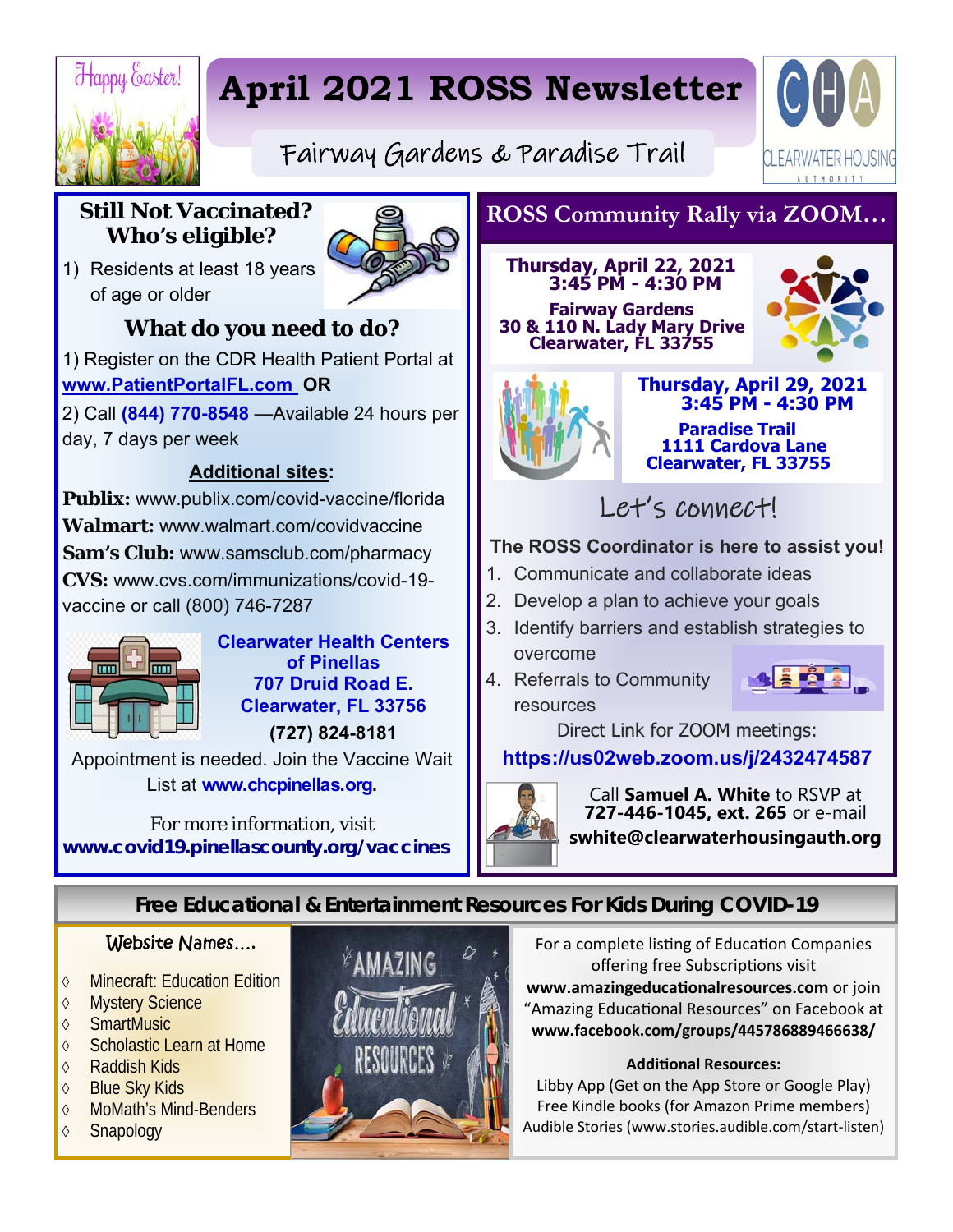Happy Easter!

# April 2021 ROSS Newsletter

## Fairway Gardens & Paradise Trail

CLEARWATER HOUSING AUTHORITY

### Still Not Vaccinated? Who's eligible?

1) Residents at least 18 years of age or older

### What do you need to do?

1) Register on the CDR Health Patient Portal at **www.PatientPortalFL.com** **OR**

2) Call **(844) 770-8548** —Available 24 hours per day, 7 days per week

**Additional sites:**

**Publix:** www.publix.com/covid-vaccine/florida
**Walmart:** www.walmart.com/covidvaccine
**Sam's Club:** www.samsclub.com/pharmacy
**CVS:** www.cvs.com/immunizations/covid-19-vaccine or call (800) 746-7287

**Clearwater Health Centers of Pinellas**
**707 Druid Road E.**
**Clearwater, FL 33756**
**(727) 824-8181**

Appointment is needed. Join the Vaccine Wait List at **www.chcpinellas.org**.

For more information, visit
**www.covid19.pinellascounty.org/vaccines**

### ROSS Community Rally via ZOOM…

**Thursday, April 22, 2021**
**3:45 PM - 4:30 PM**
**Fairway Gardens**
**30 & 110 N. Lady Mary Drive**
**Clearwater, FL 33755**

**Thursday, April 29, 2021**
**3:45 PM - 4:30 PM**
**Paradise Trail**
**1111 Cardova Lane**
**Clearwater, FL 33755**

### Let's connect!

**The ROSS Coordinator is here to assist you!**

1. Communicate and collaborate ideas
2. Develop a plan to achieve your goals
3. Identify barriers and establish strategies to overcome
4. Referrals to Community resources

Direct Link for ZOOM meetings:
**https://us02web.zoom.us/j/2432474587**

Call **Samuel A. White** to RSVP at **727-446-1045, ext. 265** or e-mail **swhite@clearwaterhousingauth.org**

### Free Educational & Entertainment Resources For Kids During COVID-19

**Website Names….**

- Minecraft: Education Edition
- Mystery Science
- SmartMusic
- Scholastic Learn at Home
- Raddish Kids
- Blue Sky Kids
- MoMath's Mind-Benders
- Snapology

For a complete listing of Education Companies offering free Subscriptions visit **www.amazingeducationalresources.com** or join "Amazing Educational Resources" on Facebook at **www.facebook.com/groups/445786889466638/**

**Additional Resources:**
Libby App (Get on the App Store or Google Play)
Free Kindle books (for Amazon Prime members)
Audible Stories (www.stories.audible.com/start-listen)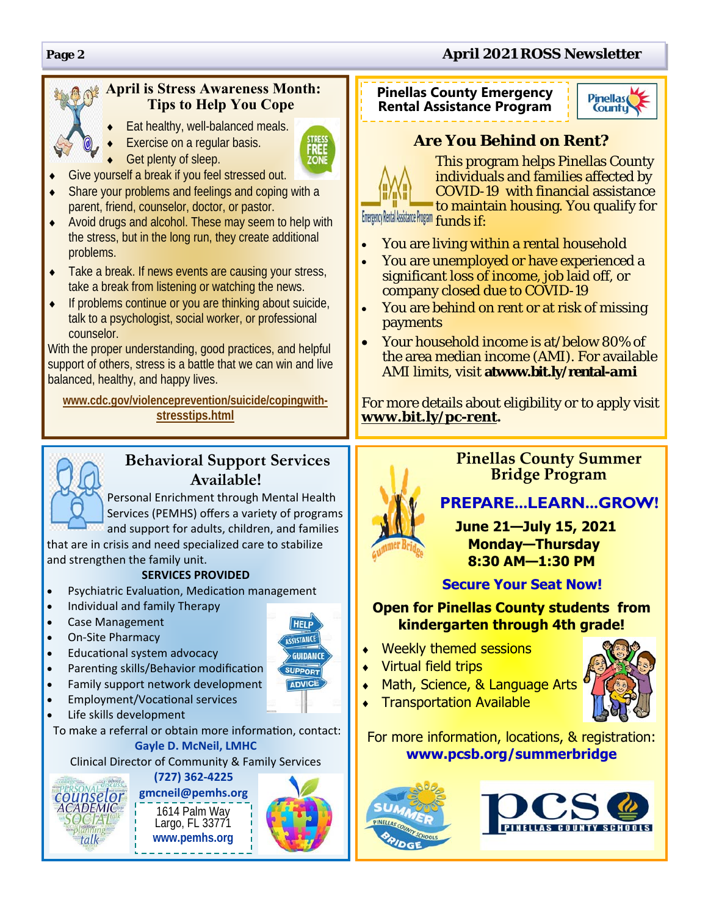## April is Stress Awareness Month: Tips to Help You Cope

- Eat healthy, well-balanced meals.
- Exercise on a regular basis.
- Get plenty of sleep.
- Give yourself a break if you feel stressed out.
- Share your problems and feelings and coping with a parent, friend, counselor, doctor, or pastor.
- Avoid drugs and alcohol. These may seem to help with the stress, but in the long run, they create additional problems.
- Take a break. If news events are causing your stress, take a break from listening or watching the news.
- If problems continue or you are thinking about suicide, talk to a psychologist, social worker, or professional counselor.

With the proper understanding, good practices, and helpful support of others, stress is a battle that we can win and live balanced, healthy, and happy lives.

www.cdc.gov/violenceprevention/suicide/copingwith-stresstips.html

## Pinellas County Emergency Rental Assistance Program

### Are You Behind on Rent?

This program helps Pinellas County individuals and families affected by COVID-19 with financial assistance to maintain housing. You qualify for funds if:

- You are living within a rental household
- You are unemployed or have experienced a significant loss of income, job laid off, or company closed due to COVID-19
- You are behind on rent or at risk of missing payments
- Your household income is at/below 80% of the area median income (AMI). For available AMI limits, visit **atwww.bit.ly/rental-ami**

For more details about eligibility or to apply visit **www.bit.ly/pc-rent.**

## Behavioral Support Services Available!

Personal Enrichment through Mental Health Services (PEMHS) offers a variety of programs and support for adults, children, and families that are in crisis and need specialized care to stabilize and strengthen the family unit.

**SERVICES PROVIDED**

- Psychiatric Evaluation, Medication management
- Individual and family Therapy
- Case Management
- On-Site Pharmacy
- Educational system advocacy
- Parenting skills/Behavior modification
- Family support network development
- Employment/Vocational services
- Life skills development

To make a referral or obtain more information, contact:

**Gayle D. McNeil, LMHC**
Clinical Director of Community & Family Services
**(727) 362-4225**
**gmcneil@pemhs.org**

1614 Palm Way
Largo, FL 33771
**www.pemhs.org**

## Pinellas County Summer Bridge Program

### PREPARE...LEARN...GROW!

**June 21—July 15, 2021**
**Monday—Thursday**
**8:30 AM—1:30 PM**

**Secure Your Seat Now!**

**Open for Pinellas County students from kindergarten through 4th grade!**

- Weekly themed sessions
- Virtual field trips
- Math, Science, & Language Arts
- Transportation Available

For more information, locations, & registration: **www.pcsb.org/summerbridge**